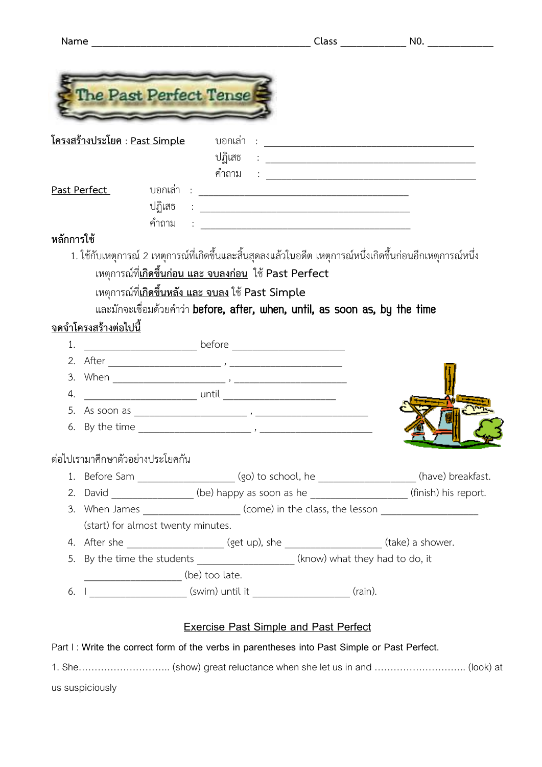Name ________________________________________ Class ____________ N0. ____________

# The Past Perfect Tense

**<u>โครงสร้างประโยค</u>** : <u>Past Simple</u>

บอกเล่า : ________________________________________

ปฏิเสธ : ________________________________________

คำถาม : ________________________________________

<u>Past Perfect</u>

บอกเล่า : ________________________________________

ปฏิเสธ : ________________________________________

คำถาม : ________________________________________

**หลักการใช้**

1. ใช้กับเหตุการณ์ 2 เหตุการณ์ที่เกิดขึ้นและสิ้นสุดลงแล้วในอดีต เหตุการณ์หนึ่งเกิดขึ้นก่อนอีกเหตุการณ์หนึ่ง

   เหตุการณ์ที่**<u>เกิดขึ้นก่อน และ จบลงก่อน</u>** ใช้ Past Perfect

   เหตุการณ์ที่**<u>เกิดขึ้นหลัง และ จบลง</u>** ใช้ Past Simple

   และมักจะเชื่อมด้วยคำว่า **before, after, when, until, as soon as, by the time**

**<u>จดจำโครงสร้างต่อไปนี้</u>**

1. ______________________ before ______________________
2. After ______________________ , ______________________
3. When ______________________ , ______________________
4. ______________________ until ______________________
5. As soon as ______________________ , ______________________
6. By the time ______________________ , ______________________

ต่อไปเรามาศึกษาตัวอย่างประโยคกัน

1. Before Sam ___________________ (go) to school, he ___________________ (have) breakfast.
2. David ________________ (be) happy as soon as he ___________________ (finish) his report.
3. When James ___________________ (come) in the class, the lesson ___________________ (start) for almost twenty minutes.
4. After she ___________________ (get up), she ___________________ (take) a shower.
5. By the time the students ___________________ (know) what they had to do, it ___________________ (be) too late.
6. I ___________________ (swim) until it ___________________ (rain).

## <u>Exercise Past Simple and Past Perfect</u>

Part I : Write the correct form of the verbs in parentheses into Past Simple or Past Perfect.

1. She……………………….. (show) great reluctance when she let us in and ……………………….. (look) at us suspiciously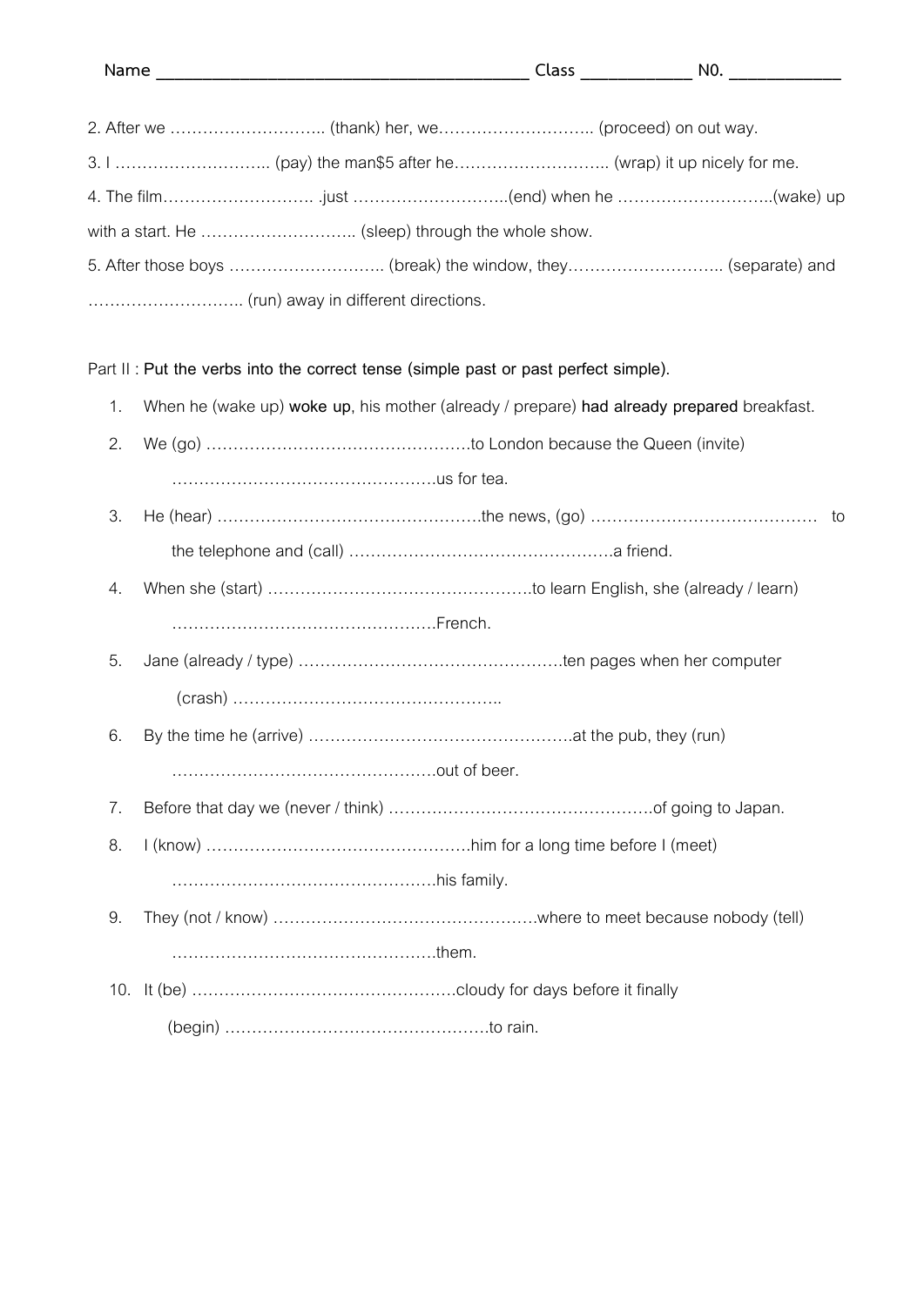Name ________________________________________ Class ____________ N0. ____________

2. After we ……………………….. (thank) her, we……………………….. (proceed) on out way.

3. I ……………………….. (pay) the man$5 after he……………………….. (wrap) it up nicely for me.

4. The film………………………. .just ………………………..(end) when he ………………………..(wake) up with a start. He ……………………….. (sleep) through the whole show.

5. After those boys ……………………….. (break) the window, they……………………….. (separate) and ……………………….. (run) away in different directions.

Part II : **Put the verbs into the correct tense (simple past or past perfect simple).**

1. When he (wake up) **woke up**, his mother (already / prepare) **had already prepared** breakfast.
2. We (go) ………………………………………….to London because the Queen (invite) ………………………………………….us for tea.
3. He (hear) ………………………………………….the news, (go) …………………………………… to the telephone and (call) ………………………………………….a friend.
4. When she (start) ………………………………………….to learn English, she (already / learn) ………………………………………….French.
5. Jane (already / type) ………………………………………….ten pages when her computer (crash) …………………………………………..
6. By the time he (arrive) ………………………………………….at the pub, they (run) ………………………………………….out of beer.
7. Before that day we (never / think) ………………………………………….of going to Japan.
8. I (know) ………………………………………….him for a long time before I (meet) ………………………………………….his family.
9. They (not / know) ………………………………………….where to meet because nobody (tell) ………………………………………….them.
10. It (be) ………………………………………….cloudy for days before it finally (begin) ………………………………………….to rain.